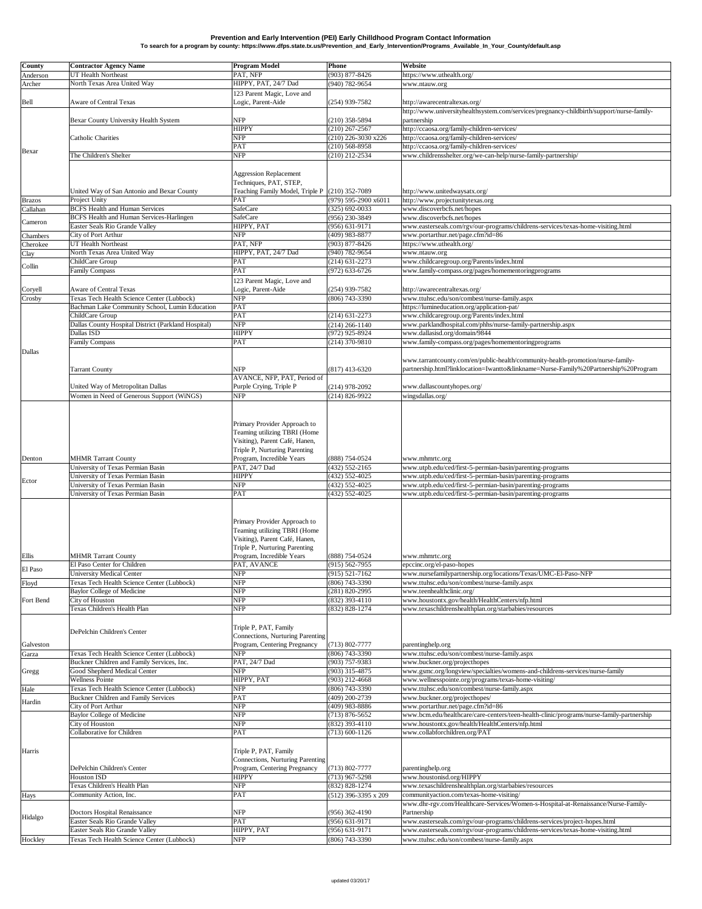**Prevention and Early Intervention (PEI) Early Childhood Program Contact Information**

**To search for a program by county: https://www.dfps.state.tx.us/Prevention_and_Early_Intervention/Programs_Available_In_Your_County/default.asp**

| County | Contractor Agency Name | Program Model | Phone | Website |
|---|---|---|---|---|
| Anderson | UT Health Northeast | PAT, NFP | (903) 877-8426 | https://www.uthealth.org/ |
| Archer | North Texas Area United Way | HIPPY, PAT, 24/7 Dad | (940) 782-9654 | www.ntauw.org |
| Bell | Aware of Central Texas | 123 Parent Magic, Love and Logic, Parent-Aide | (254) 939-7582 | http://awarecentraltexas.org/ |
| Bexar | Bexar County University Health System | NFP | (210) 358-5894 | http://www.universityhealthsystem.com/services/pregnancy-childbirth/support/nurse-family-partnership |
| | Catholic Charities | HIPPY | (210) 267-2567 | http://ccaosa.org/family-children-services/ |
| | | NFP | (210) 226-3030 x226 | http://ccaosa.org/family-children-services/ |
| | | PAT | (210) 568-8958 | http://ccaosa.org/family-children-services/ |
| | The Children's Shelter | NFP | (210) 212-2534 | www.childrensshelter.org/we-can-help/nurse-family-partnership/ |
| | United Way of San Antonio and Bexar County | Aggression Replacement Techniques, PAT, STEP, Teaching Family Model, Triple P | (210) 352-7089 | http://www.unitedwaysatx.org/ |
| Brazos | Project Unity | PAT | (979) 595-2900 x6011 | http://www.projectunitytexas.org |
| Callahan | BCFS Health and Human Services | SafeCare | (325) 692-0033 | www.discoverbcfs.net/hopes |
| Cameron | BCFS Health and Human Services-Harlingen | SafeCare | (956) 230-3849 | www.discoverbcfs.net/hopes |
| | Easter Seals Rio Grande Valley | HIPPY, PAT | (956) 631-9171 | www.easterseals.com/rgv/our-programs/childrens-services/texas-home-visiting.html |
| Chambers | City of Port Arthur | NFP | (409) 983-8877 | www.portarthur.net/page.cfm?id=86 |
| Cherokee | UT Health Northeast | PAT, NFP | (903) 877-8426 | https://www.uthealth.org/ |
| Clay | North Texas Area United Way | HIPPY, PAT, 24/7 Dad | (940) 782-9654 | www.ntauw.org |
| Collin | ChildCare Group | PAT | (214) 631-2273 | www.childcaregroup.org/Parents/index.html |
| | Family Compass | PAT | (972) 633-6726 | www.family-compass.org/pages/homementoringprograms |
| Coryell | Aware of Central Texas | 123 Parent Magic, Love and Logic, Parent-Aide | (254) 939-7582 | http://awarecentraltexas.org/ |
| Crosby | Texas Tech Health Science Center (Lubbock) | NFP | (806) 743-3390 | www.ttuhsc.edu/son/combest/nurse-family.aspx |
| Dallas | Bachman Lake Community School, Lumin Education | PAT | | https://lumineducation.org/application-pat/ |
| | ChildCare Group | PAT | (214) 631-2273 | www.childcaregroup.org/Parents/index.html |
| | Dallas County Hospital District (Parkland Hospital) | NFP | (214) 266-1140 | www.parklandhospital.com/phhs/nurse-family-partnership.aspx |
| | Dallas ISD | HIPPY | (972) 925-8924 | www.dallasisd.org/domain/9844 |
| | Family Compass | PAT | (214) 370-9810 | www.family-compass.org/pages/homementoringprograms |
| | Tarrant County | NFP | (817) 413-6320 | www.tarrantcounty.com/en/public-health/community-health-promotion/nurse-family-partnership.html?linklocation=Iwantto&linkname=Nurse-Family%20Partnership%20Program |
| | United Way of Metropolitan Dallas | AVANCE, NFP, PAT, Period of Purple Crying, Triple P | (214) 978-2092 | www.dallascountyhopes.org/ |
| | Women in Need of Generous Support (WiNGS) | NFP | (214) 826-9922 | wingsdallas.org/ |
| Denton | MHMR Tarrant County | Primary Provider Approach to Teaming utilizing TBRI (Home Visiting), Parent Café, Hanen, Triple P, Nurturing Parenting Program, Incredible Years | (888) 754-0524 | www.mhmrtc.org |
| Ector | University of Texas Permian Basin | PAT, 24/7 Dad | (432) 552-2165 | www.utpb.edu/ced/first-5-permian-basin/parenting-programs |
| | University of Texas Permian Basin | HIPPY | (432) 552-4025 | www.utpb.edu/ced/first-5-permian-basin/parenting-programs |
| | University of Texas Permian Basin | NFP | (432) 552-4025 | www.utpb.edu/ced/first-5-permian-basin/parenting-programs |
| | University of Texas Permian Basin | PAT | (432) 552-4025 | www.utpb.edu/ced/first-5-permian-basin/parenting-programs |
| Ellis | MHMR Tarrant County | Primary Provider Approach to Teaming utilizing TBRI (Home Visiting), Parent Café, Hanen, Triple P, Nurturing Parenting Program, Incredible Years | (888) 754-0524 | www.mhmrtc.org |
| El Paso | El Paso Center for Children | PAT, AVANCE | (915) 562-7955 | epccinc.org/el-paso-hopes |
| | University Medical Center | NFP | (915) 521-7162 | www.nursefamilypartnership.org/locations/Texas/UMC-El-Paso-NFP |
| Floyd | Texas Tech Health Science Center (Lubbock) | NFP | (806) 743-3390 | www.ttuhsc.edu/son/combest/nurse-family.aspx |
| Fort Bend | Baylor College of Medicine | NFP | (281) 820-2995 | www.teenhealthclinic.org/ |
| | City of Houston | NFP | (832) 393-4110 | www.houstontx.gov/health/HealthCenters/nfp.html |
| | Texas Children's Health Plan | NFP | (832) 828-1274 | www.texaschildrenshealthplan.org/starbabies/resources |
| Galveston | DePelchin Children's Center | Triple P, PAT, Family Connections, Nurturing Parenting Program, Centering Pregnancy | (713) 802-7777 | parentinghelp.org |
| Garza | Texas Tech Health Science Center (Lubbock) | NFP | (806) 743-3390 | www.ttuhsc.edu/son/combest/nurse-family.aspx |
| Gregg | Buckner Children and Family Services, Inc. | PAT, 24/7 Dad | (903) 757-9383 | www.buckner.org/projecthopes |
| | Good Shepherd Medical Center | NFP | (903) 315-4875 | www.gsmc.org/longview/specialties/womens-and-childrens-services/nurse-family |
| | Wellness Pointe | HIPPY, PAT | (903) 212-4668 | www.wellnesspointe.org/programs/texas-home-visiting/ |
| Hale | Texas Tech Health Science Center (Lubbock) | NFP | (806) 743-3390 | www.ttuhsc.edu/son/combest/nurse-family.aspx |
| Hardin | Buckner Children and Family Services | PAT | (409) 200-2739 | www.buckner.org/projecthopes/ |
| | City of Port Arthur | NFP | (409) 983-8886 | www.portarthur.net/page.cfm?id=86 |
| Harris | Baylor College of Medicine | NFP | (713) 876-5652 | www.bcm.edu/healthcare/care-centers/teen-health-clinic/programs/nurse-family-partnership |
| | City of Houston | NFP | (832) 393-4110 | www.houstontx.gov/health/HealthCenters/nfp.html |
| | Collaborative for Children | PAT | (713) 600-1126 | www.collabforchildren.org/PAT |
| | DePelchin Children's Center | Triple P, PAT, Family Connections, Nurturing Parenting Program, Centering Pregnancy | (713) 802-7777 | parentinghelp.org |
| | Houston ISD | HIPPY | (713) 967-5298 | www.houstonisd.org/HIPPY |
| | Texas Children's Health Plan | NFP | (832) 828-1274 | www.texaschildrenshealthplan.org/starbabies/resources |
| Hays | Community Action, Inc. | PAT | (512) 396-3395 x 209 | communityaction.com/texas-home-visiting/ |
| Hidalgo | Doctors Hospital Renaissance | NFP | (956) 362-4190 | www.dhr-rgv.com/Healthcare-Services/Women-s-Hospital-at-Renaissance/Nurse-Family-Partnership |
| | Easter Seals Rio Grande Valley | PAT | (956) 631-9171 | www.easterseals.com/rgv/our-programs/childrens-services/project-hopes.html |
| | Easter Seals Rio Grande Valley | HIPPY, PAT | (956) 631-9171 | www.easterseals.com/rgv/our-programs/childrens-services/texas-home-visiting.html |
| Hockley | Texas Tech Health Science Center (Lubbock) | NFP | (806) 743-3390 | www.ttuhsc.edu/son/combest/nurse-family.aspx |

updated 03/20/17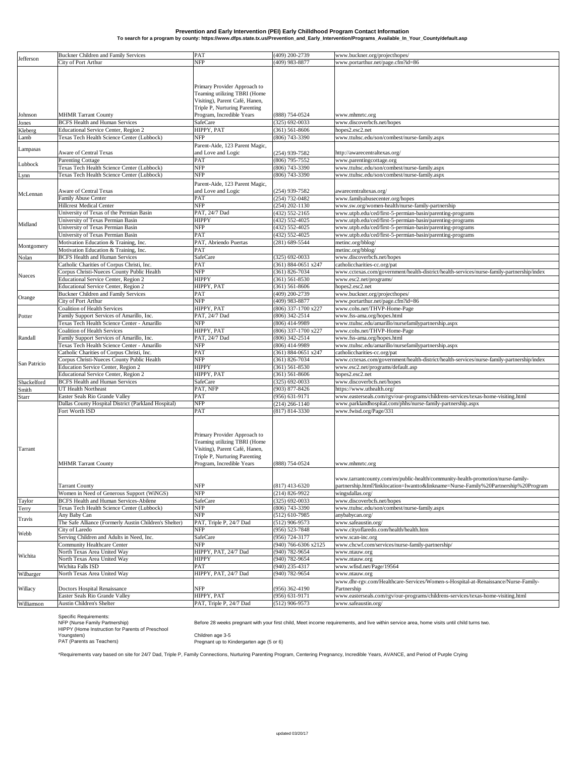# Prevention and Early Intervention (PEI) Early Childhood Program Contact Information

**To search for a program by county: https://www.dfps.state.tx.us/Prevention_and_Early_Intervention/Programs_Available_In_Your_County/default.asp**

| | | | | |
|---|---|---|---|---|
| Jefferson | Buckner Children and Family Services | PAT | (409) 200-2739 | www.buckner.org/projecthopes/ |
| | City of Port Arthur | NFP | (409) 983-8877 | www.portarthur.net/page.cfm?id=86 |
| Johnson | MHMR Tarrant County | Primary Provider Approach to Teaming utilizing TBRI (Home Visiting), Parent Café, Hanen, Triple P, Nurturing Parenting Program, Incredible Years | (888) 754-0524 | www.mhmrtc.org |
| Jones | BCFS Health and Human Services | SafeCare | (325) 692-0033 | www.discoverbcfs.net/hopes |
| Kleberg | Educational Service Center, Region 2 | HIPPY, PAT | (361) 561-8606 | hopes2.esc2.net |
| Lamb | Texas Tech Health Science Center (Lubbock) | NFP | (806) 743-3390 | www.ttuhsc.edu/son/combest/nurse-family.aspx |
| Lampasas | Aware of Central Texas | Parent-Aide, 123 Parent Magic, and Love and Logic | (254) 939-7582 | http://awarecentraltexas.org/ |
| Lubbock | Parenting Cottage | PAT | (806) 795-7552 | www.parentingcottage.org |
| | Texas Tech Health Science Center (Lubbock) | NFP | (806) 743-3390 | www.ttuhsc.edu/son/combest/nurse-family.aspx |
| Lynn | Texas Tech Health Science Center (Lubbock) | NFP | (806) 743-3390 | www.ttuhsc.edu/son/combest/nurse-family.aspx |
| McLennan | Aware of Central Texas | Parent-Aide, 123 Parent Magic, and Love and Logic | (254) 939-7582 | awarecentraltexas.org/ |
| | Family Abuse Center | PAT | (254) 732-0482 | www.familyabusecenter.org/hopes |
| | Hillcrest Medical Center | NFP | (254) 202-1130 | www.sw.org/women-health/nurse-family-partnership |
| Midland | University of Texas of the Permian Basin | PAT, 24/7 Dad | (432) 552-2165 | www.utpb.edu/ced/first-5-permian-basin/parenting-programs |
| | University of Texas Permian Basin | HIPPY | (432) 552-4025 | www.utpb.edu/ced/first-5-permian-basin/parenting-programs |
| | University of Texas Permian Basin | NFP | (432) 552-4025 | www.utpb.edu/ced/first-5-permian-basin/parenting-programs |
| | University of Texas Permian Basin | PAT | (432) 552-4025 | www.utpb.edu/ced/first-5-permian-basin/parenting-programs |
| Montgomery | Motivation Education & Training, Inc. | PAT, Abriendo Puertas | (281) 689-5544 | metinc.org/bblog/ |
| | Motivation Education & Training, Inc. | PAT | | metinc.org/bblog/ |
| Nolan | BCFS Health and Human Services | SafeCare | (325) 692-0033 | www.discoverbcfs.net/hopes |
| Nueces | Catholic Charities of Corpus Christi, Inc. | PAT | (361) 884-0651 x247 | catholiccharities-cc.org/pat |
| | Corpus Christi-Nueces County Public Health | NFP | (361) 826-7034 | www.cctexas.com/government/health-district/health-services/nurse-family-partnership/index |
| | Educational Service Center, Region 2 | HIPPY | (361) 561-8530 | www.esc2.net/programs/ |
| | Educational Service Center, Region 2 | HIPPY, PAT | (361) 561-8606 | hopes2.esc2.net |
| Orange | Buckner Children and Family Services | PAT | (409) 200-2739 | www.buckner.org/projecthopes/ |
| | City of Port Arthur | NFP | (409) 983-8877 | www.portarthur.net/page.cfm?id=86 |
| Potter | Coalition of Health Services | HIPPY, PAT | (806) 337-1700 x227 | www.cohs.net/THVP-Home-Page |
| | Family Support Services of Amarillo, Inc. | PAT, 24/7 Dad | (806) 342-2514 | www.fss-ama.org/hopes.html |
| | Texas Tech Health Science Center - Amarillo | NFP | (806) 414-9989 | www.ttuhsc.edu/amarillo/nursefamilypartnership.aspx |
| Randall | Coalition of Health Services | HIPPY, PAT | (806) 337-1700 x227 | www.cohs.net/THVP-Home-Page |
| | Family Support Services of Amarillo, Inc. | PAT, 24/7 Dad | (806) 342-2514 | www.fss-ama.org/hopes.html |
| | Texas Tech Health Science Center - Amarillo | NFP | (806) 414-9989 | www.ttuhsc.edu/amarillo/nursefamilypartnership.aspx |
| San Patricio | Catholic Charities of Corpus Christi, Inc. | PAT | (361) 884-0651 x247 | catholiccharities-cc.org/pat |
| | Corpus Christi-Nueces County Public Health | NFP | (361) 826-7034 | www.cctexas.com/government/health-district/health-services/nurse-family-partnership/index |
| | Education Service Center, Region 2 | HIPPY | (361) 561-8530 | www.esc2.net/programs/default.asp |
| | Educational Service Center, Region 2 | HIPPY, PAT | (361) 561-8606 | hopes2.esc2.net |
| Shackelford | BCFS Health and Human Services | SafeCare | (325) 692-0033 | www.discoverbcfs.net/hopes |
| Smith | UT Health Northeast | PAT, NFP | (903) 877-8426 | https://www.uthealth.org/ |
| Starr | Easter Seals Rio Grande Valley | PAT | (956) 631-9171 | www.easterseals.com/rgv/our-programs/childrens-services/texas-home-visiting.html |
| Tarrant | Dallas County Hospital District (Parkland Hospital) | NFP | (214) 266-1140 | www.parklandhospital.com/phhs/nurse-family-partnership.aspx |
| | Fort Worth ISD | PAT | (817) 814-3330 | www.fwisd.org/Page/331 |
| | MHMR Tarrant County | Primary Provider Approach to Teaming utilizing TBRI (Home Visiting), Parent Café, Hanen, Triple P, Nurturing Parenting Program, Incredible Years | (888) 754-0524 | www.mhmrtc.org |
| | Tarrant County | NFP | (817) 413-6320 | www.tarrantcounty.com/en/public-health/community-health-promotion/nurse-family-partnership.html?linklocation=Iwantto&linkname=Nurse-Family%20Partnership%20Program |
| | Women in Need of Generous Support (WiNGS) | NFP | (214) 826-9922 | wingsdallas.org/ |
| Taylor | BCFS Health and Human Services-Abilene | SafeCare | (325) 692-0033 | www.discoverbcfs.net/hopes |
| Terry | Texas Tech Health Science Center (Lubbock) | NFP | (806) 743-3390 | www.ttuhsc.edu/son/combest/nurse-family.aspx |
| Travis | Any Baby Can | NFP | (512) 610-7985 | anybabycan.org/ |
| | The Safe Alliance (Formerly Austin Children's Shelter) | PAT, Triple P, 24/7 Dad | (512) 906-9573 | www.safeaustin.org/ |
| Webb | City of Laredo | NFP | (956) 523-7848 | www.cityoflaredo.com/health/health.htm |
| | Serving Children and Adults in Need, Inc. | SafeCare | (956) 724-3177 | www.scan-inc.org |
| Wichita | Community Healthcare Center | NFP | (940) 766-6306 x2125 | www.chcwf.com/services/nurse-family-partnership/ |
| | North Texas Area United Way | HIPPY, PAT, 24/7 Dad | (940) 782-9654 | www.ntauw.org |
| | North Texas Area United Way | HIPPY | (940) 782-9654 | www.ntauw.org |
| | Wichita Falls ISD | PAT | (940) 235-4317 | www.wfisd.net/Page/19564 |
| Wilbarger | North Texas Area United Way | HIPPY, PAT, 24/7 Dad | (940) 782-9654 | www.ntauw.org |
| Willacy | Doctors Hospital Renaissance | NFP | (956) 362-4190 | www.dhr-rgv.com/Healthcare-Services/Women-s-Hospital-at-Renaissance/Nurse-Family-Partnership |
| | Easter Seals Rio Grande Valley | HIPPY, PAT | (956) 631-9171 | www.easterseals.com/rgv/our-programs/childrens-services/texas-home-visiting.html |
| Williamson | Austin Children's Shelter | PAT, Triple P, 24/7 Dad | (512) 906-9573 | www.safeaustin.org/ |

Specific Requirements:

| | |
|---|---|
| NFP (Nurse Family Partnership) | Before 28 weeks pregnant with your first child, Meet income requirements, and live within service area, home visits until child turns two. |
| HIPPY (Home Instruction for Parents of Preschool Youngsters) | Children age 3-5 |
| PAT (Parents as Teachers) | Pregnant up to Kindergarten age (5 or 6) |

*Requirements vary based on site for 24/7 Dad, Triple P, Family Connections, Nurturing Parenting Program, Centering Pregnancy, Incredible Years, AVANCE, and Period of Purple Crying

updated 03/20/17